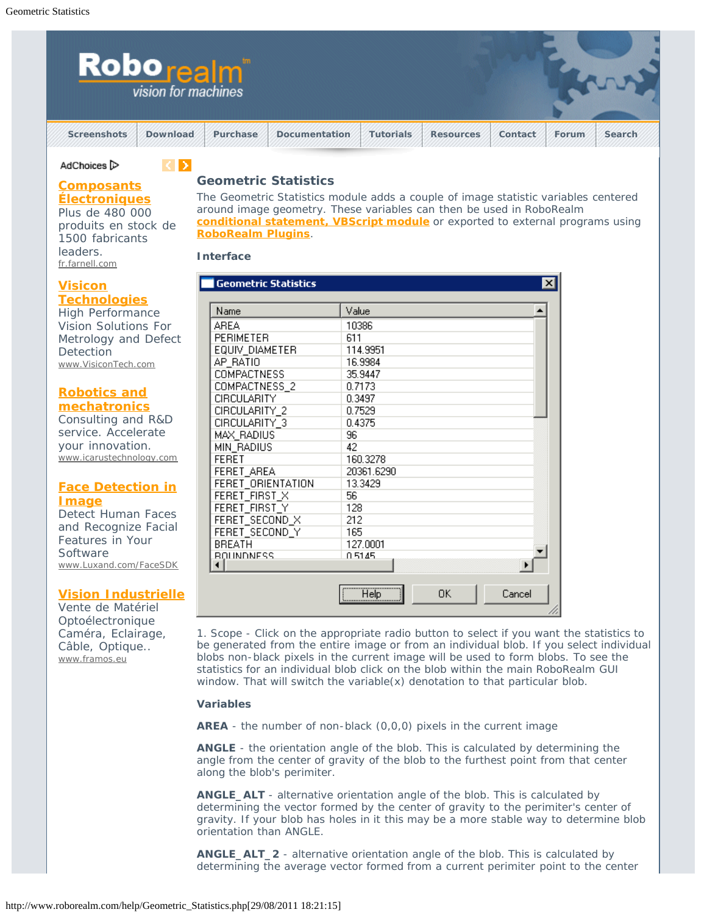# Geometric Statistics

The Geometric Statistics module adds a couple of image statistic variables centered around image geometry. These variables can then be used in RoboRealm **conditional statement, VBScript module** or exported to external programs using **RoboRealm Plugins**.

### Interface

| Name | Value |
|---|---|
| AREA | 10386 |
| PERIMETER | 611 |
| EQUIV_DIAMETER | 114.9951 |
| AP_RATIO | 16.9984 |
| COMPACTNESS | 35.9447 |
| COMPACTNESS_2 | 0.7173 |
| CIRCULARITY | 0.3497 |
| CIRCULARITY_2 | 0.7529 |
| CIRCULARITY_3 | 0.4375 |
| MAX_RADIUS | 96 |
| MIN_RADIUS | 42 |
| FERET | 160.3278 |
| FERET_AREA | 20361.6290 |
| FERET_ORIENTATION | 13.3429 |
| FERET_FIRST_X | 56 |
| FERET_FIRST_Y | 128 |
| FERET_SECOND_X | 212 |
| FERET_SECOND_Y | 165 |
| BREATH | 127.0001 |
| ROUNDNESS | 0.5145 |

1. Scope - Click on the appropriate radio button to select if you want the statistics to be generated from the entire image or from an individual blob. If you select individual blobs non-black pixels in the current image will be used to form blobs. To see the statistics for an individual blob click on the blob within the main RoboRealm GUI window. That will switch the variable(x) denotation to that particular blob.

### Variables

**AREA** - the number of non-black (0,0,0) pixels in the current image

**ANGLE** - the orientation angle of the blob. This is calculated by determining the angle from the center of gravity of the blob to the furthest point from that center along the blob's perimeter.

**ANGLE_ALT** - alternative orientation angle of the blob. This is calculated by determining the vector formed by the center of gravity to the perimiter's center of gravity. If your blob has holes in it this may be a more stable way to determine blob orientation than ANGLE.

**ANGLE_ALT_2** - alternative orientation angle of the blob. This is calculated by determining the average vector formed from a current perimiter point to the center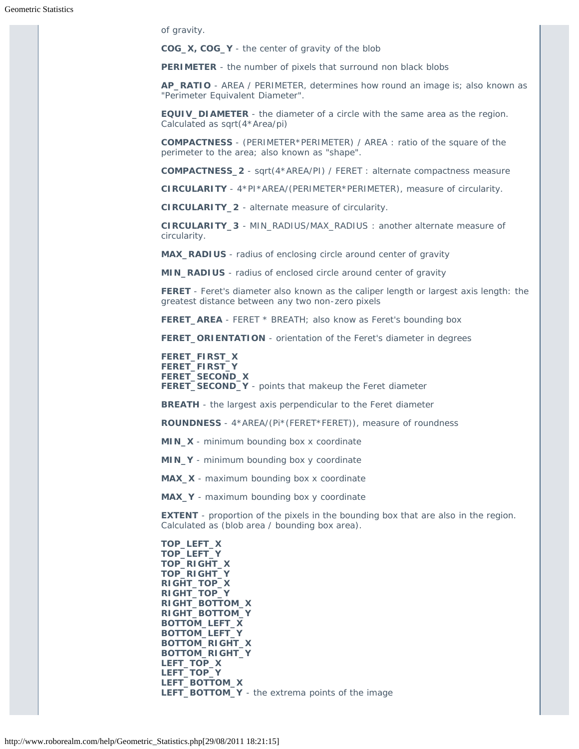of gravity.

**COG_X, COG_Y** - the center of gravity of the blob

**PERIMETER** - the number of pixels that surround non black blobs

**AP_RATIO** - AREA / PERIMETER, determines how round an image is; also known as "Perimeter Equivalent Diameter".

**EQUIV_DIAMETER** - the diameter of a circle with the same area as the region. Calculated as sqrt(4*Area/pi)

**COMPACTNESS** - (PERIMETER*PERIMETER) / AREA : ratio of the square of the perimeter to the area; also known as "shape".

**COMPACTNESS_2** - sqrt(4*AREA/PI) / FERET : alternate compactness measure

**CIRCULARITY** - 4*PI*AREA/(PERIMETER*PERIMETER), measure of circularity.

**CIRCULARITY_2** - alternate measure of circularity.

**CIRCULARITY_3** - MIN_RADIUS/MAX_RADIUS : another alternate measure of circularity.

**MAX_RADIUS** - radius of enclosing circle around center of gravity

**MIN_RADIUS** - radius of enclosed circle around center of gravity

**FERET** - Feret's diameter also known as the caliper length or largest axis length: the greatest distance between any two non-zero pixels

**FERET_AREA** - FERET * BREATH; also know as Feret's bounding box

**FERET_ORIENTATION** - orientation of the Feret's diameter in degrees

**FERET_FIRST_X**
**FERET_FIRST_Y**
**FERET_SECOND_X**
**FERET_SECOND_Y** - points that makeup the Feret diameter

**BREATH** - the largest axis perpendicular to the Feret diameter

**ROUNDNESS** - 4*AREA/(Pi*(FERET*FERET)), measure of roundness

**MIN_X** - minimum bounding box x coordinate

**MIN_Y** - minimum bounding box y coordinate

**MAX_X** - maximum bounding box x coordinate

**MAX_Y** - maximum bounding box y coordinate

**EXTENT** - proportion of the pixels in the bounding box that are also in the region. Calculated as (blob area / bounding box area).

**TOP_LEFT_X**
**TOP_LEFT_Y**
**TOP_RIGHT_X**
**TOP_RIGHT_Y**
**RIGHT_TOP_X**
**RIGHT_TOP_Y**
**RIGHT_BOTTOM_X**
**RIGHT_BOTTOM_Y**
**BOTTOM_LEFT_X**
**BOTTOM_LEFT_Y**
**BOTTOM_RIGHT_X**
**BOTTOM_RIGHT_Y**
**LEFT_TOP_X**
**LEFT_TOP_Y**
**LEFT_BOTTOM_X**
**LEFT_BOTTOM_Y** - the extrema points of the image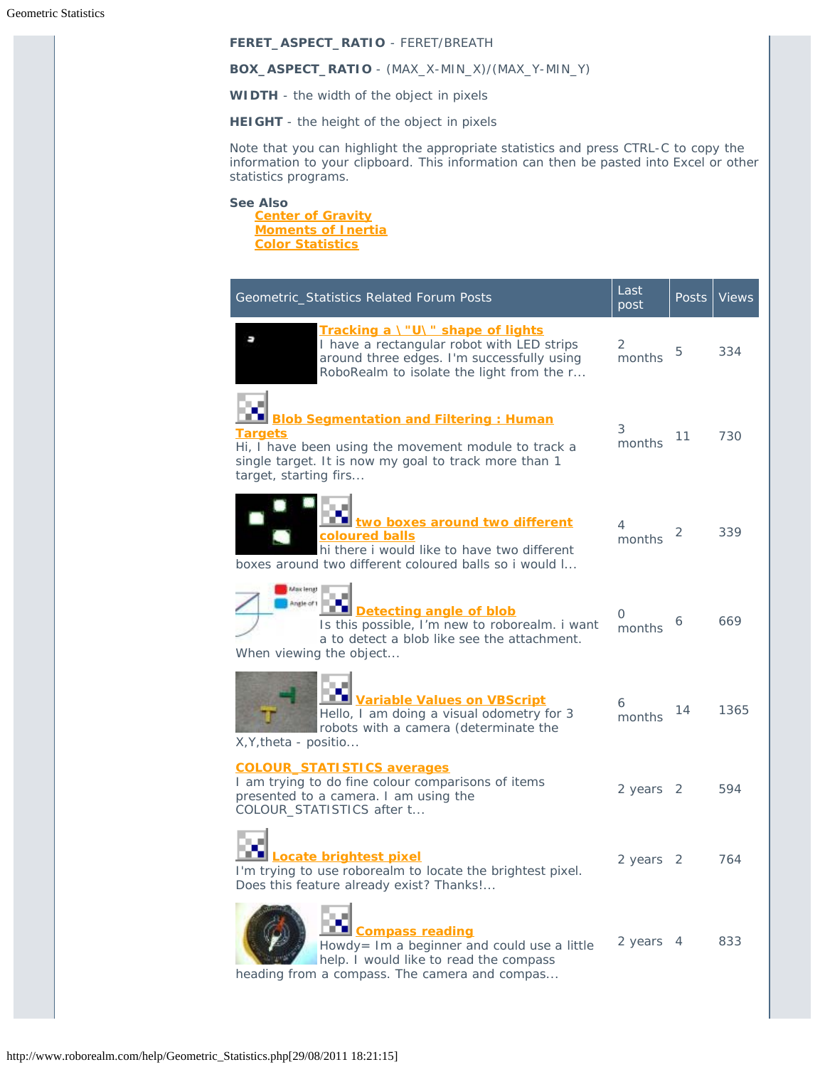**FERET_ASPECT_RATIO** - FERET/BREATH

**BOX_ASPECT_RATIO** - (MAX_X-MIN_X)/(MAX_Y-MIN_Y)

**WIDTH** - the width of the object in pixels

**HEIGHT** - the height of the object in pixels

Note that you can highlight the appropriate statistics and press CTRL-C to copy the information to your clipboard. This information can then be pasted into Excel or other statistics programs.

**See Also**

- Center of Gravity
- Moments of Inertia
- Color Statistics

| Geometric_Statistics Related Forum Posts | Last post | Posts | Views |
|---|---|---|---|
| **Tracking a \ "U\ " shape of lights** I have a rectangular robot with LED strips around three edges. I'm successfully using RoboRealm to isolate the light from the r... | 2 months | 5 | 334 |
| **Blob Segmentation and Filtering : Human Targets** Hi, I have been using the movement module to track a single target. It is now my goal to track more than 1 target, starting firs... | 3 months | 11 | 730 |
| **two boxes around two different coloured balls** hi there i would like to have two different boxes around two different coloured balls so i would l... | 4 months | 2 | 339 |
| **Detecting angle of blob** Is this possible, I'm new to roborealm. i want a to detect a blob like see the attachment. When viewing the object... | 0 months | 6 | 669 |
| **Variable Values on VBScript** Hello, I am doing a visual odometry for 3 robots with a camera (determinate the X,Y,theta - positio... | 6 months | 14 | 1365 |
| **COLOUR_STATISTICS averages** I am trying to do fine colour comparisons of items presented to a camera. I am using the COLOUR_STATISTICS after t... | 2 years | 2 | 594 |
| **Locate brightest pixel** I'm trying to use roborealm to locate the brightest pixel. Does this feature already exist? Thanks!... | 2 years | 2 | 764 |
| **Compass reading** Howdy= Im a beginner and could use a little help. I would like to read the compass heading from a compass. The camera and compas... | 2 years | 4 | 833 |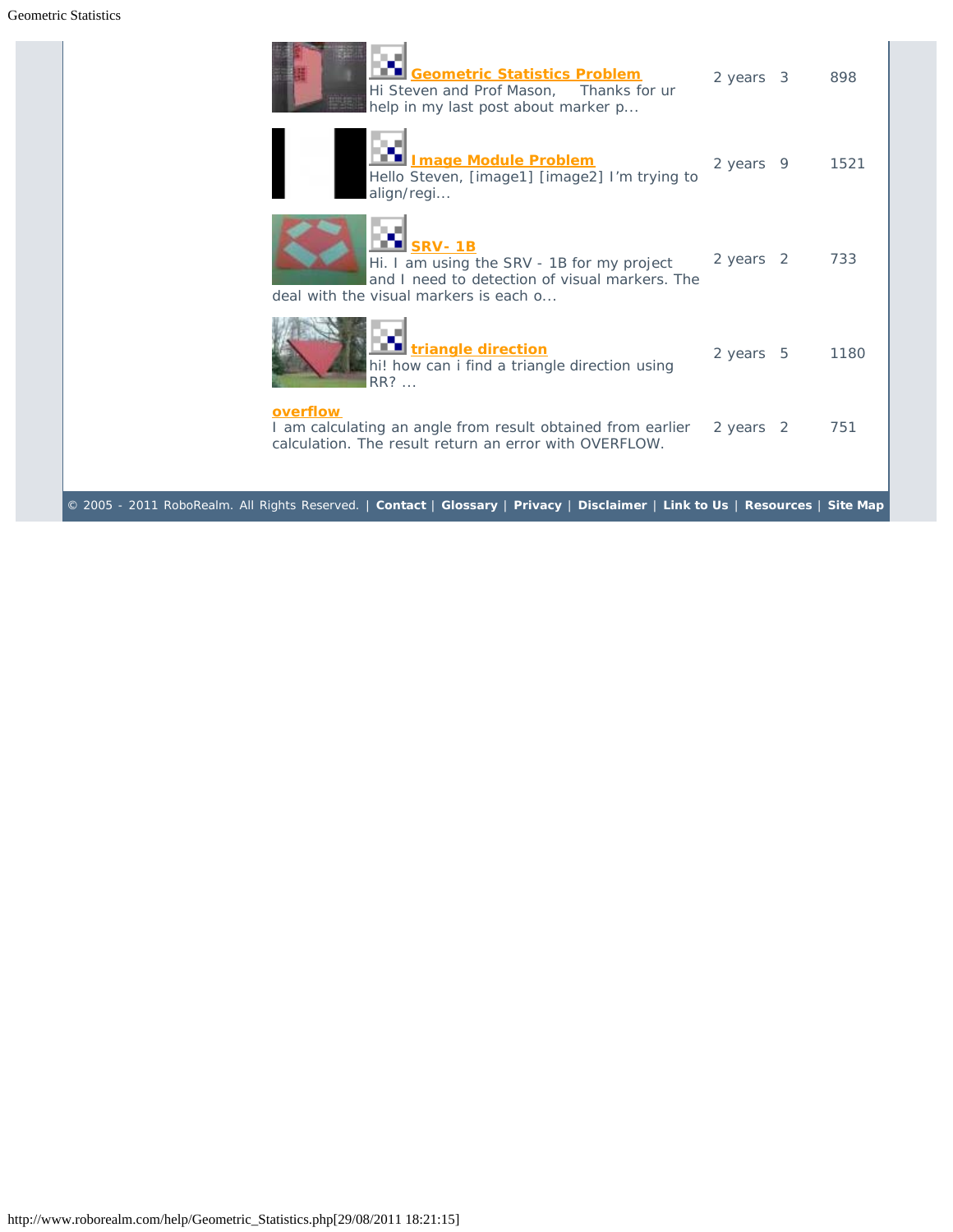| | | | |
|---|---|---|---|
| **Geometric Statistics Problem** Hi Steven and Prof Mason, Thanks for ur help in my last post about marker p... | 2 years | 3 | 898 |
| **Image Module Problem** Hello Steven, [image1] [image2] I'm trying to align/regi... | 2 years | 9 | 1521 |
| **SRV- 1B** Hi. I am using the SRV - 1B for my project and I need to detection of visual markers. The deal with the visual markers is each o... | 2 years | 2 | 733 |
| **triangle direction** hi! how can i find a triangle direction using RR? ... | 2 years | 5 | 1180 |
| **overflow** I am calculating an angle from result obtained from earlier calculation. The result return an error with OVERFLOW. | 2 years | 2 | 751 |

© 2005 - 2011 RoboRealm. All Rights Reserved. | **Contact** | **Glossary** | **Privacy** | **Disclaimer** | **Link to Us** | **Resources** | **Site Map**